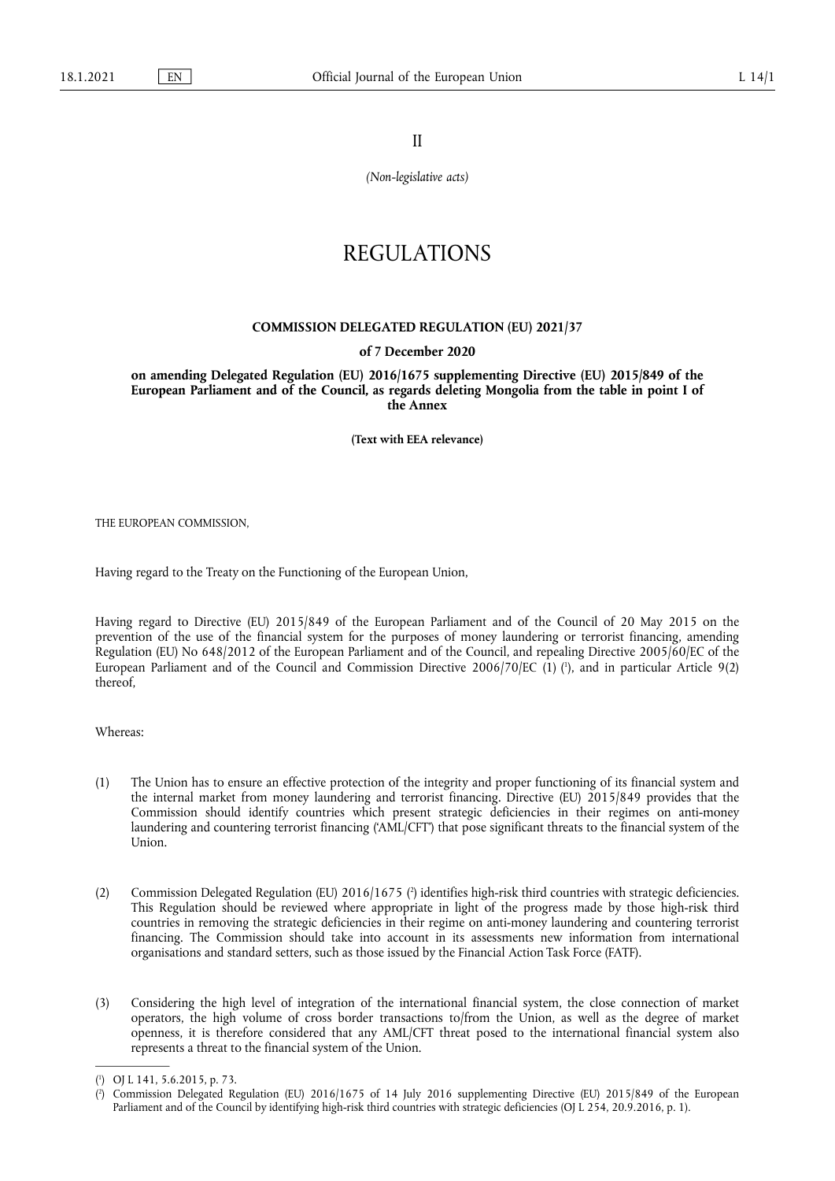II

*(Non-legislative acts)*

# REGULATIONS

## COMMISSION DELEGATED REGULATION (EU) 2021/37

**of 7 December 2020**

**on amending Delegated Regulation (EU) 2016/1675 supplementing Directive (EU) 2015/849 of the European Parliament and of the Council, as regards deleting Mongolia from the table in point I of the Annex**

**(Text with EEA relevance)**

THE EUROPEAN COMMISSION,

Having regard to the Treaty on the Functioning of the European Union,

Having regard to Directive (EU) 2015/849 of the European Parliament and of the Council of 20 May 2015 on the prevention of the use of the financial system for the purposes of money laundering or terrorist financing, amending Regulation (EU) No 648/2012 of the European Parliament and of the Council, and repealing Directive 2005/60/EC of the European Parliament and of the Council and Commission Directive 2006/70/EC (1) [1], and in particular Article 9(2) thereof,

Whereas:

(1) The Union has to ensure an effective protection of the integrity and proper functioning of its financial system and the internal market from money laundering and terrorist financing. Directive (EU) 2015/849 provides that the Commission should identify countries which present strategic deficiencies in their regimes on anti-money laundering and countering terrorist financing ('AML/CFT') that pose significant threats to the financial system of the Union.

(2) Commission Delegated Regulation (EU) 2016/1675 [2] identifies high-risk third countries with strategic deficiencies. This Regulation should be reviewed where appropriate in light of the progress made by those high-risk third countries in removing the strategic deficiencies in their regime on anti-money laundering and countering terrorist financing. The Commission should take into account in its assessments new information from international organisations and standard setters, such as those issued by the Financial Action Task Force (FATF).

(3) Considering the high level of integration of the international financial system, the close connection of market operators, the high volume of cross border transactions to/from the Union, as well as the degree of market openness, it is therefore considered that any AML/CFT threat posed to the international financial system also represents a threat to the financial system of the Union.

---

[1] OJ L 141, 5.6.2015, p. 73.

[2] Commission Delegated Regulation (EU) 2016/1675 of 14 July 2016 supplementing Directive (EU) 2015/849 of the European Parliament and of the Council by identifying high-risk third countries with strategic deficiencies (OJ L 254, 20.9.2016, p. 1).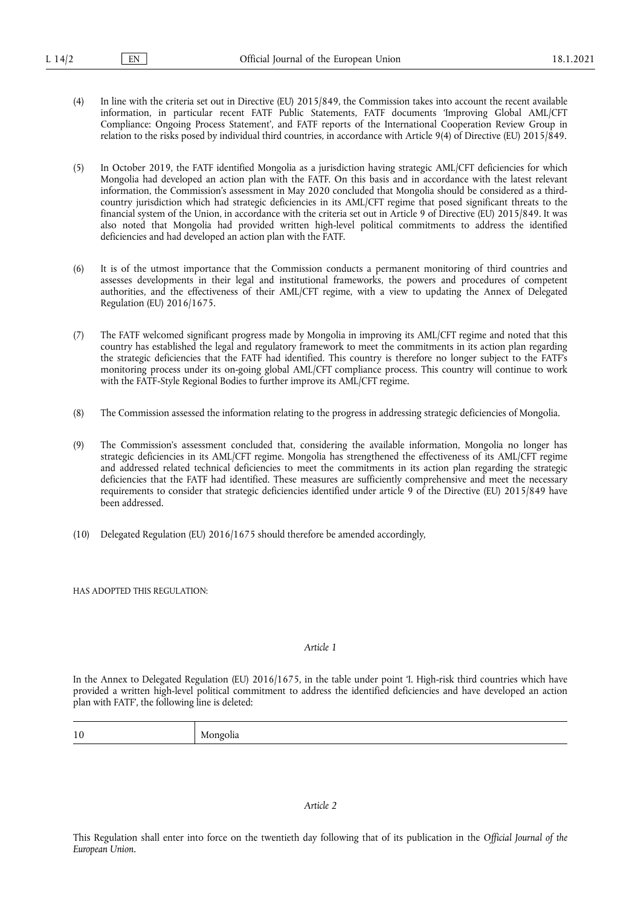(4) In line with the criteria set out in Directive (EU) 2015/849, the Commission takes into account the recent available information, in particular recent FATF Public Statements, FATF documents 'Improving Global AML/CFT Compliance: Ongoing Process Statement', and FATF reports of the International Cooperation Review Group in relation to the risks posed by individual third countries, in accordance with Article 9(4) of Directive (EU) 2015/849.

(5) In October 2019, the FATF identified Mongolia as a jurisdiction having strategic AML/CFT deficiencies for which Mongolia had developed an action plan with the FATF. On this basis and in accordance with the latest relevant information, the Commission's assessment in May 2020 concluded that Mongolia should be considered as a third-country jurisdiction which had strategic deficiencies in its AML/CFT regime that posed significant threats to the financial system of the Union, in accordance with the criteria set out in Article 9 of Directive (EU) 2015/849. It was also noted that Mongolia had provided written high-level political commitments to address the identified deficiencies and had developed an action plan with the FATF.

(6) It is of the utmost importance that the Commission conducts a permanent monitoring of third countries and assesses developments in their legal and institutional frameworks, the powers and procedures of competent authorities, and the effectiveness of their AML/CFT regime, with a view to updating the Annex of Delegated Regulation (EU) 2016/1675.

(7) The FATF welcomed significant progress made by Mongolia in improving its AML/CFT regime and noted that this country has established the legal and regulatory framework to meet the commitments in its action plan regarding the strategic deficiencies that the FATF had identified. This country is therefore no longer subject to the FATF's monitoring process under its on-going global AML/CFT compliance process. This country will continue to work with the FATF-Style Regional Bodies to further improve its AML/CFT regime.

(8) The Commission assessed the information relating to the progress in addressing strategic deficiencies of Mongolia.

(9) The Commission's assessment concluded that, considering the available information, Mongolia no longer has strategic deficiencies in its AML/CFT regime. Mongolia has strengthened the effectiveness of its AML/CFT regime and addressed related technical deficiencies to meet the commitments in its action plan regarding the strategic deficiencies that the FATF had identified. These measures are sufficiently comprehensive and meet the necessary requirements to consider that strategic deficiencies identified under article 9 of the Directive (EU) 2015/849 have been addressed.

(10) Delegated Regulation (EU) 2016/1675 should therefore be amended accordingly,

HAS ADOPTED THIS REGULATION:

*Article 1*

In the Annex to Delegated Regulation (EU) 2016/1675, in the table under point 'I. High-risk third countries which have provided a written high-level political commitment to address the identified deficiencies and have developed an action plan with FATF', the following line is deleted:

| | |
|---|---|
| 10 | Mongolia |

*Article 2*

This Regulation shall enter into force on the twentieth day following that of its publication in the *Official Journal of the European Union*.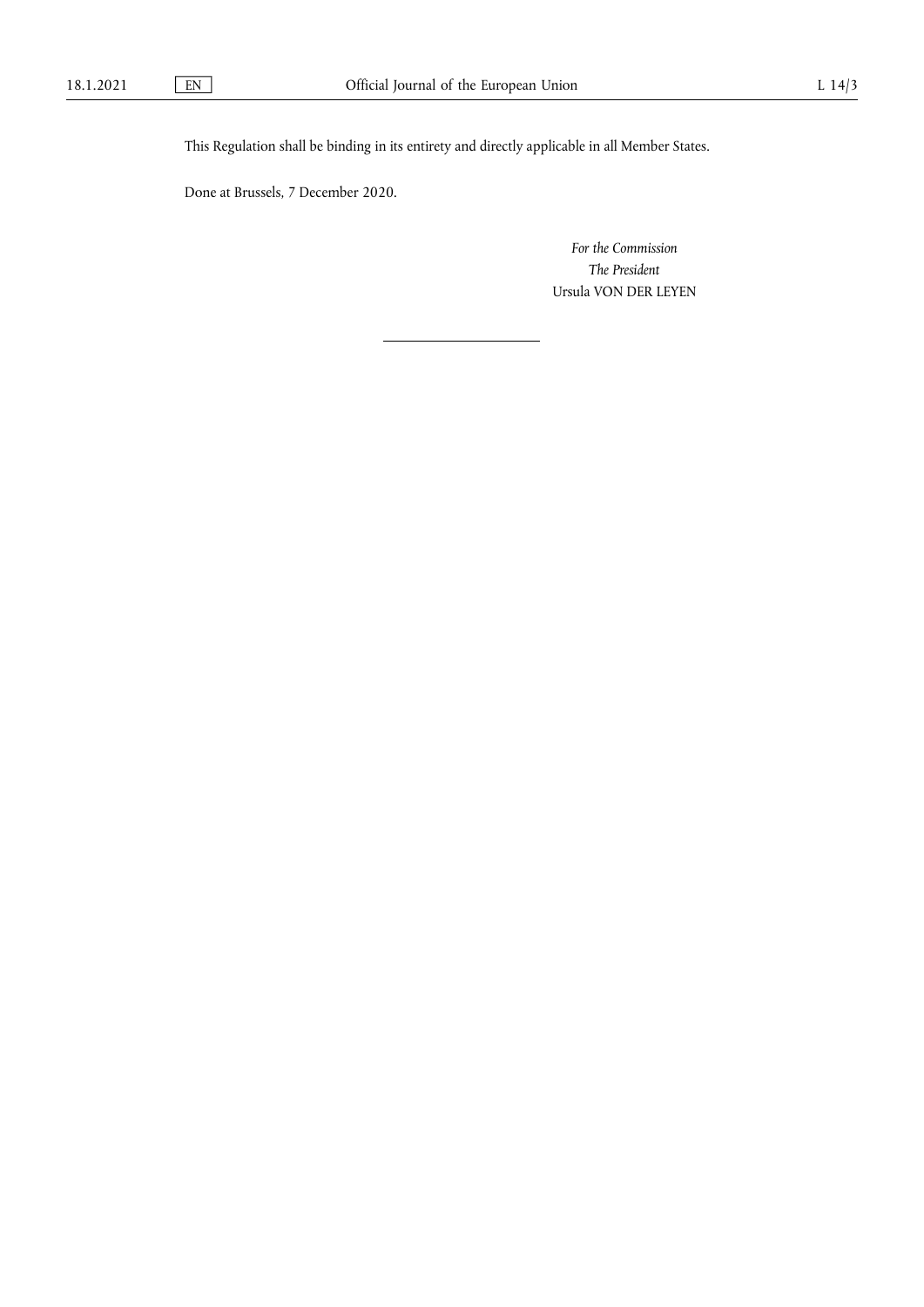This Regulation shall be binding in its entirety and directly applicable in all Member States.

Done at Brussels, 7 December 2020.

*For the Commission*

*The President*

Ursula VON DER LEYEN